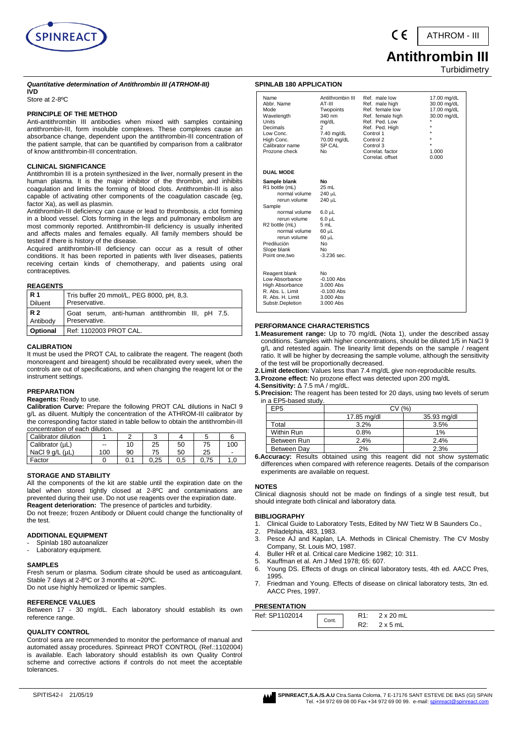# Antithrombin III

ATHROM - III

Turbidimetry

***Quantitative determination of Antithrombin III (ATRHOM-III)***

**IVD**

Store at 2-8ºC

### PRINCIPLE OF THE METHOD

Anti-antithrombin III antibodies when mixed with samples containing antithrombin-III, form insoluble complexes. These complexes cause an absorbance change, dependent upon the antithrombin-III concentration of the patient sample, that can be quantified by comparison from a calibrator of know antithrombin-III concentration.

### CLINICAL SIGNIFICANCE

Antithrombin III is a protein synthesized in the liver, normally present in the human plasma. It is the major inhibitor of the thrombin, and inhibits coagulation and limits the forming of blood clots. Antithrombin-III is also capable of activating other components of the coagulation cascade (eg, factor Xa), as well as plasmin.

Antithrombin-III deficiency can cause or lead to thrombosis, a clot forming in a blood vessel. Clots forming in the legs and pulmonary embolism are most commonly reported. Antithrombin-III deficiency is usually inherited and affects males and females equally. All family members should be tested if there is history of the disease.

Acquired antithrombin-III deficiency can occur as a result of other conditions. It has been reported in patients with liver diseases, patients receiving certain kinds of chemotherapy, and patients using oral contraceptives.

### REAGENTS

| | |
|---|---|
| **R 1** Diluent | Tris buffer 20 mmol/L, PEG 8000, pH, 8,3. Preservative. |
| **R 2** Antibody | Goat serum, anti-human antithrombin III, pH 7.5. Preservative. |
| **Optional** | Ref: 1102003 PROT CAL. |

### CALIBRATION

It must be used the PROT CAL to calibrate the reagent. The reagent (both monoreagent and bireagent) should be recalibrated every week, when the controls are out of specifications, and when changing the reagent lot or the instrument settings.

### PREPARATION

**Reagents:** Ready to use.

**Calibration Curve:** Prepare the following PROT CAL dilutions in NaCl 9 g/L as diluent. Multiply the concentration of the ATHROM-III calibrator by the corresponding factor stated in table bellow to obtain the antithrombin-III concentration of each dilution.

| Calibrator dilution | 1 | 2 | 3 | 4 | 5 | 6 |
|---|---|---|---|---|---|---|
| Calibrator (µL) | -- | 10 | 25 | 50 | 75 | 100 |
| NaCl 9 g/L (µL) | 100 | 90 | 75 | 50 | 25 | - |
| Factor | 0 | 0.1 | 0,25 | 0,5 | 0,75 | 1,0 |

### STORAGE AND STABILITY

All the components of the kit are stable until the expiration date on the label when stored tightly closed at 2-8ºC and contaminations are prevented during their use. Do not use reagents over the expiration date.

**Reagent deterioration:** The presence of particles and turbidity.

Do not freeze; frozen Antibody or Diluent could change the functionality of the test.

### ADDITIONAL EQUIPMENT

- Spinlab 180 autoanalizer
- Laboratory equipment.

### SAMPLES

Fresh serum or plasma. Sodium citrate should be used as anticoagulant. Stable 7 days at 2-8ºC or 3 months at –20ºC.

Do not use highly hemolized or lipemic samples.

### REFERENCE VALUES

Between 17 - 30 mg/dL. Each laboratory should establish its own reference range.

### QUALITY CONTROL

Control sera are recommended to monitor the performance of manual and automated assay procedures. Spinreact PROT CONTROL (Ref.:1102004) is available. Each laboratory should establish its own Quality Control scheme and corrective actions if controls do not meet the acceptable tolerances.

### SPINLAB 180 APPLICATION

| | | | |
|---|---|---|---|
| Name | Antithrombin III | Ref. male low | 17.00 mg/dL |
| Abbr. Name | AT-III | Ref. male high | 30.00 mg/dL |
| Mode | Twopoints | Ref. female low | 17.00 mg/dL |
| Wavelength | 340 nm | Ref. female high | 30.00 mg/dL |
| Units | mg/dL | Ref. Ped. Low | * |
| Decimals | 2 | Ref. Ped. High | * |
| Low Conc. | 7.40 mg/dL | Control 1 | * |
| High Conc. | 70.00 mg/dL | Control 2 | * |
| Calibrator name | SP CAL | Control 3 | * |
| Prozone check | No | Correlat. factor | 1.000 |
| | | Correlat. offset | 0.000 |

**DUAL MODE**

| | |
|---|---|
| **Sample blank** | **No** |
| R1 bottle (mL) | 25 mL |
| normal volume | 240 µL |
| rerun volume | 240 µL |
| Sample | |
| normal volume | 6.0 µL |
| rerun volume | 6.0 µL |
| R2 bottle (mL) | 5 mL |
| normal volume | 60 µL |
| rerun volume | 60 µL |
| Predilución | No |
| Slope blank | No |
| Point one,two | -3.236 sec. |
| | |
| Reagent blank | No |
| Low Absorbance | -0.100 Abs |
| High Absorbance | 3.000 Abs |
| R. Abs. L. Limit | -0.100 Abs |
| R. Abs. H. Limit | 3.000 Abs |
| Substr.Depletion | 3.000 Abs |

### PERFORMANCE CHARACTERISTICS

1. **Measurement range:** Up to 70 mg/dL (Nota 1), under the described assay conditions. Samples with higher concentrations, should be diluted 1/5 in NaCl 9 g/L and retested again. The linearity limit depends on the sample / reagent ratio. It will be higher by decreasing the sample volume, although the sensitivity of the test will be proportionally decreased.
2. **Limit detection:** Values less than 7.4 mg/dL give non-reproducible results.
3. **Prozone effect:** No prozone effect was detected upon 200 mg/dL
4. **Sensitivity:** Δ 7.5 mA / mg/dL.
5. **Precision:** The reagent has been tested for 20 days, using two levels of serum in a EP5-based study.

| EP5 | CV (%) | |
|---|---|---|
| | 17.85 mg/dl | 35.93 mg/dl |
| Total | 3.2% | 3.5% |
| Within Run | 0.8% | 1% |
| Between Run | 2.4% | 2.4% |
| Between Day | 2% | 2.3% |

6. **Accuracy:** Results obtained using this reagent did not show systematic differences when compared with reference reagents. Details of the comparison experiments are available on request.

### NOTES

Clinical diagnosis should not be made on findings of a single test result, but should integrate both clinical and laboratory data.

### BIBLIOGRAPHY

1. Clinical Guide to Laboratory Tests, Edited by NW Tietz W B Saunders Co.,
2. Philadelphia, 483, 1983.
3. Pesce AJ and Kaplan, LA. Methods in Clinical Chemistry. The CV Mosby Company, St. Louis MO, 1987.
4. Buller HR et al. Critical care Medicine 1982; 10: 311.
5. Kauffman et al. Am J Med 1978; 65: 607.
6. Young DS. Effects of drugs on clinical laboratory tests, 4th ed. AACC Pres, 1995.
7. Friedman and Young. Effects of disease on clinical laboratory tests, 3tn ed. AACC Pres, 1997.

### PRESENTATION

| | | |
|---|---|---|
| Ref: SP1102014 | Cont. | R1: 2 x 20 mL |
| | | R2: 2 x 5 mL |

SPITIS42-I 21/05/19

**SPINREACT,S.A./S.A.U** Ctra.Santa Coloma, 7 E-17176 SANT ESTEVE DE BAS (GI) SPAIN Tel. +34 972 69 08 00 Fax +34 972 69 00 99. e-mail: spinreact@spinreact.com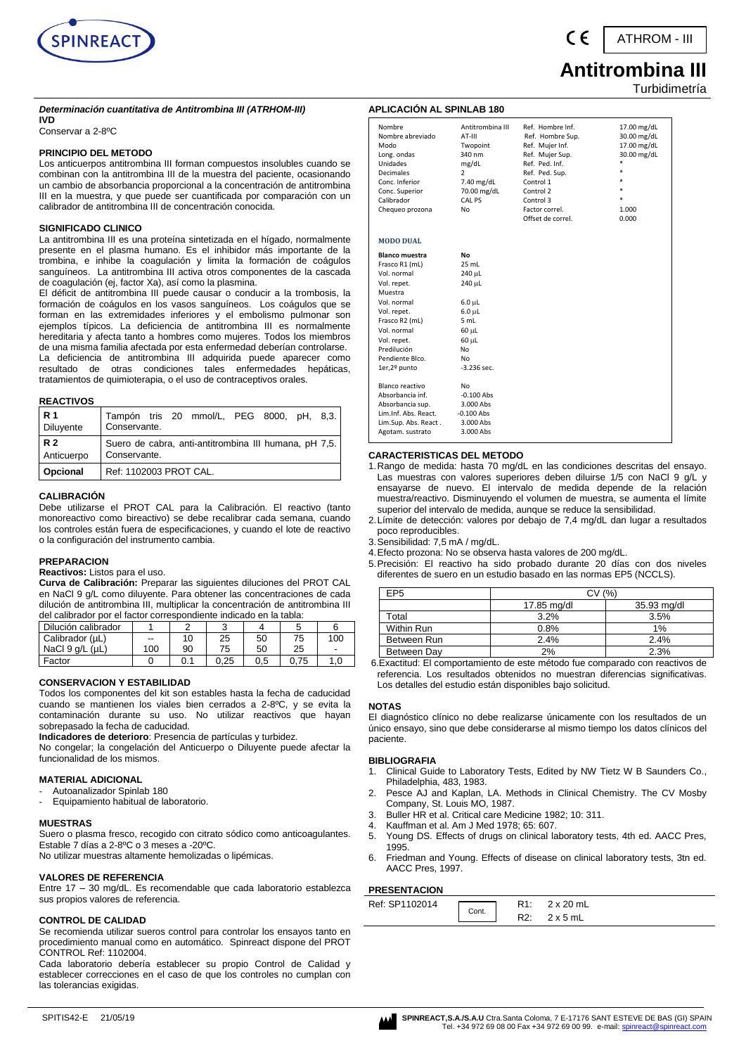# Antitrombina III

ATHROM - III

Turbidimetría

***Determinación cuantitativa de Antitrombina III (ATRHOM-III)***

**IVD**

Conservar a 2-8ºC

## PRINCIPIO DEL METODO

Los anticuerpos antitrombina III forman compuestos insolubles cuando se combinan con la antitrombina III de la muestra del paciente, ocasionando un cambio de absorbancia proporcional a la concentración de antitrombina III en la muestra, y que puede ser cuantificada por comparación con un calibrador de antitrombina III de concentración conocida.

## SIGNIFICADO CLINICO

La antitrombina III es una proteína sintetizada en el hígado, normalmente presente en el plasma humano. Es el inhibidor más importante de la trombina, e inhibe la coagulación y limita la formación de coágulos sanguíneos. La antitrombina III activa otros componentes de la cascada de coagulación (ej, factor Xa), así como la plasmina.

El déficit de antitrombina III puede causar o conducir a la trombosis, la formación de coágulos en los vasos sanguíneos. Los coágulos que se forman en las extremidades inferiores y el embolismo pulmonar son ejemplos típicos. La deficiencia de antitrombina III es normalmente hereditaria y afecta tanto a hombres como mujeres. Todos los miembros de una misma familia afectada por esta enfermedad deberían controlarse.

La deficiencia de antitrombina III adquirida puede aparecer como resultado de otras condiciones tales enfermedades hepáticas, tratamientos de quimioterapia, o el uso de contraceptivos orales.

## REACTIVOS

| | |
|---|---|
| **R 1** Diluyente | Tampón tris 20 mmol/L, PEG 8000, pH, 8,3. Conservante. |
| **R 2** Anticuerpo | Suero de cabra, anti-antitrombina III humana, pH 7,5. Conservante. |
| **Opcional** | Ref: 1102003 PROT CAL. |

## CALIBRACIÓN

Debe utilizarse el PROT CAL para la Calibración. El reactivo (tanto monoreactivo como bireactivo) se debe recalibrar cada semana, cuando los controles están fuera de especificaciones, y cuando el lote de reactivo o la configuración del instrumento cambia.

## PREPARACION

**Reactivos:** Listos para el uso.

**Curva de Calibración:** Preparar las siguientes diluciones del PROT CAL en NaCl 9 g/L como diluyente. Para obtener las concentraciones de cada dilución de antitrombina III, multiplicar la concentración de antitrombina III del calibrador por el factor correspondiente indicado en la tabla:

| Dilución calibrador | 1 | 2 | 3 | 4 | 5 | 6 |
|---|---|---|---|---|---|---|
| Calibrador (µL) | -- | 10 | 25 | 50 | 75 | 100 |
| NaCl 9 g/L (µL) | 100 | 90 | 75 | 50 | 25 | - |
| Factor | 0 | 0.1 | 0,25 | 0,5 | 0,75 | 1,0 |

## CONSERVACION Y ESTABILIDAD

Todos los componentes del kit son estables hasta la fecha de caducidad cuando se mantienen los viales bien cerrados a 2-8ºC, y se evita la contaminación durante su uso. No utilizar reactivos que hayan sobrepasado la fecha de caducidad.

**Indicadores de deterioro**: Presencia de partículas y turbidez.

No congelar; la congelación del Anticuerpo o Diluyente puede afectar la funcionalidad de los mismos.

## MATERIAL ADICIONAL

- Autoanalizador Spinlab 180
- Equipamiento habitual de laboratorio.

## MUESTRAS

Suero o plasma fresco, recogido con citrato sódico como anticoagulantes. Estable 7 días a 2-8ºC o 3 meses a -20ºC.

No utilizar muestras altamente hemolizadas o lipémicas.

## VALORES DE REFERENCIA

Entre 17 – 30 mg/dL. Es recomendable que cada laboratorio establezca sus propios valores de referencia.

## CONTROL DE CALIDAD

Se recomienda utilizar sueros control para controlar los ensayos tanto en procedimiento manual como en automático. Spinreact dispone del PROT CONTROL Ref: 1102004.

Cada laboratorio debería establecer su propio Control de Calidad y establecer correcciones en el caso de que los controles no cumplan con las tolerancias exigidas.

## APLICACIÓN AL SPINLAB 180

| | | | |
|---|---|---|---|
| Nombre | Antitrombina III | Ref. Hombre Inf. | 17.00 mg/dL |
| Nombre abreviado | AT-III | Ref. Hombre Sup. | 30.00 mg/dL |
| Modo | Twopoint | Ref. Mujer Inf. | 17.00 mg/dL |
| Long. ondas | 340 nm | Ref. Mujer Sup. | 30.00 mg/dL |
| Unidades | mg/dL | Ref. Ped. Inf. | * |
| Decimales | 2 | Ref. Ped. Sup. | * |
| Conc. Inferior | 7.40 mg/dL | Control 1 | * |
| Conc. Superior | 70.00 mg/dL | Control 2 | * |
| Calibrador | CAL PS | Control 3 | * |
| Chequeo prozona | No | Factor correl. | 1.000 |
| | | Offset de correl. | 0.000 |

**MODO DUAL**

| | |
|---|---|
| **Blanco muestra** | **No** |
| Frasco R1 (mL) | 25 mL |
| Vol. normal | 240 µL |
| Vol. repet. | 240 µL |
| Muestra | |
| Vol. normal | 6.0 µL |
| Vol. repet. | 6.0 µL |
| Frasco R2 (mL) | 5 mL |
| Vol. normal | 60 µL |
| Vol. repet. | 60 µL |
| Predilución | No |
| Pendiente Blco. | No |
| 1er,2º punto | -3.236 sec. |
| Blanco reactivo | No |
| Absorbancia inf. | -0.100 Abs |
| Absorbancia sup. | 3.000 Abs |
| Lim.Inf. Abs. React. | -0.100 Abs |
| Lim.Sup. Abs. React . | 3.000 Abs |
| Agotam. sustrato | 3.000 Abs |

## CARACTERISTICAS DEL METODO

1. Rango de medida: hasta 70 mg/dL en las condiciones descritas del ensayo. Las muestras con valores superiores deben diluirse 1/5 con NaCl 9 g/L y ensayarse de nuevo. El intervalo de medida depende de la relación muestra/reactivo. Disminuyendo el volumen de muestra, se aumenta el límite superior del intervalo de medida, aunque se reduce la sensibilidad.
2. Límite de detección: valores por debajo de 7,4 mg/dL dan lugar a resultados poco reproducibles.
3. Sensibilidad: 7,5 mA / mg/dL.
4. Efecto prozona: No se observa hasta valores de 200 mg/dL.
5. Precisión: El reactivo ha sido probado durante 20 días con dos niveles diferentes de suero en un estudio basado en las normas EP5 (NCCLS).

| EP5 | CV (%) | |
|---|---|---|
| | 17.85 mg/dl | 35.93 mg/dl |
| Total | 3.2% | 3.5% |
| Within Run | 0.8% | 1% |
| Between Run | 2.4% | 2.4% |
| Between Day | 2% | 2.3% |

6. Exactitud: El comportamiento de este método fue comparado con reactivos de referencia. Los resultados obtenidos no muestran diferencias significativas. Los detalles del estudio están disponibles bajo solicitud.

## NOTAS

El diagnóstico clínico no debe realizarse únicamente con los resultados de un único ensayo, sino que debe considerarse al mismo tiempo los datos clínicos del paciente.

## BIBLIOGRAFIA

1. Clinical Guide to Laboratory Tests, Edited by NW Tietz W B Saunders Co., Philadelphia, 483, 1983.
2. Pesce AJ and Kaplan, LA. Methods in Clinical Chemistry. The CV Mosby Company, St. Louis MO, 1987.
3. Buller HR et al. Critical care Medicine 1982; 10: 311.
4. Kauffman et al. Am J Med 1978; 65: 607.
5. Young DS. Effects of drugs on clinical laboratory tests, 4th ed. AACC Pres, 1995.
6. Friedman and Young. Effects of disease on clinical laboratory tests, 3tn ed. AACC Pres, 1997.

## PRESENTACION

| | | |
|---|---|---|
| Ref: SP1102014 | Cont. | R1: 2 x 20 mL |
| | | R2: 2 x 5 mL |

SPITIS42-E 21/05/19

**SPINREACT,S.A./S.A.U** Ctra.Santa Coloma, 7 E-17176 SANT ESTEVE DE BAS (GI) SPAIN Tel. +34 972 69 08 00 Fax +34 972 69 00 99. e-mail: spinreact@spinreact.com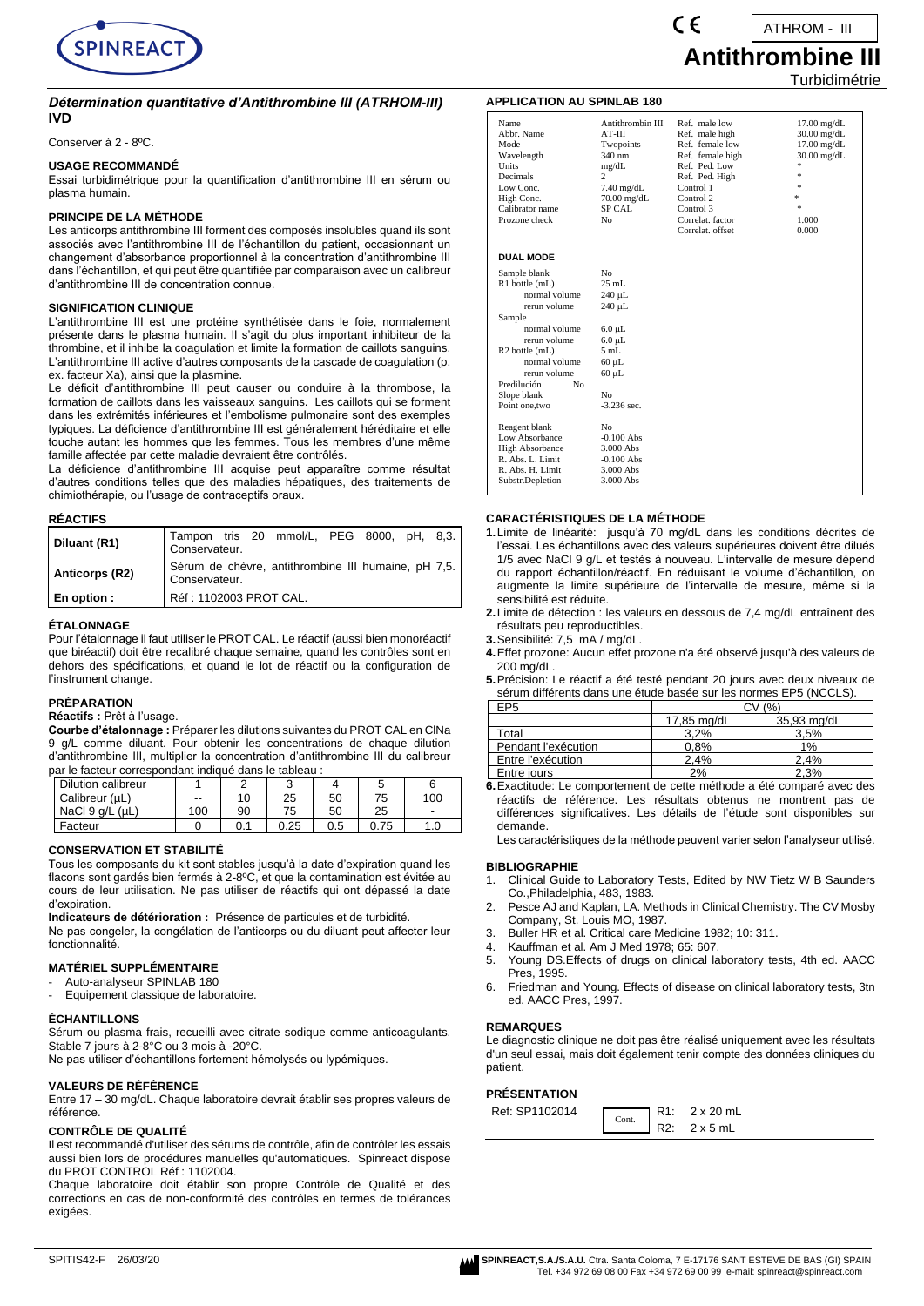# Antithrombine III

ATHROM - III

Turbidimétrie

### *Détermination quantitative d'Antithrombine III (ATRHOM-III)*
**IVD**

Conserver à 2 - 8ºC.

#### USAGE RECOMMANDÉ

Essai turbidimétrique pour la quantification d'antithrombine III en sérum ou plasma humain.

#### PRINCIPE DE LA MÉTHODE

Les anticorps antithrombine III forment des composés insolubles quand ils sont associés avec l'antithrombine III de l'échantillon du patient, occasionnant un changement d'absorbance proportionnel à la concentration d'antithrombine III dans l'échantillon, et qui peut être quantifiée par comparaison avec un calibreur d'antithrombine III de concentration connue.

#### SIGNIFICATION CLINIQUE

L'antithrombine III est une protéine synthétisée dans le foie, normalement présente dans le plasma humain. Il s'agit du plus important inhibiteur de la thrombine, et il inhibe la coagulation et limite la formation de caillots sanguins. L'antithrombine III active d'autres composants de la cascade de coagulation (p. ex. facteur Xa), ainsi que la plasmine.

Le déficit d'antithrombine III peut causer ou conduire à la thrombose, la formation de caillots dans les vaisseaux sanguins. Les caillots qui se forment dans les extrémités inférieures et l'embolisme pulmonaire sont des exemples typiques. La déficience d'antithrombine III est généralement héréditaire et elle touche autant les hommes que les femmes. Tous les membres d'une même famille affectée par cette maladie devraient être contrôlés.

La déficience d'antithrombine III acquise peut apparaître comme résultat d'autres conditions telles que des maladies hépatiques, des traitements de chimiothérapie, ou l'usage de contraceptifs oraux.

#### RÉACTIFS

| | |
|---|---|
| **Diluant (R1)** | Tampon tris 20 mmol/L, PEG 8000, pH, 8,3. Conservateur. |
| **Anticorps (R2)** | Sérum de chèvre, antithrombine III humaine, pH 7,5. Conservateur. |
| **En option :** | Réf : 1102003 PROT CAL. |

#### ÉTALONNAGE

Pour l'étalonnage il faut utiliser le PROT CAL. Le réactif (aussi bien monoréactif que biréactif) doit être recalibré chaque semaine, quand les contrôles sont en dehors des spécifications, et quand le lot de réactif ou la configuration de l'instrument change.

#### PRÉPARATION

**Réactifs :** Prêt à l'usage.

**Courbe d'étalonnage :** Préparer les dilutions suivantes du PROT CAL en ClNa 9 g/L comme diluant. Pour obtenir les concentrations de chaque dilution d'antithrombine III, multiplier la concentration d'antithrombine III du calibreur par le facteur correspondant indiqué dans le tableau :

| Dilution calibreur | 1 | 2 | 3 | 4 | 5 | 6 |
|---|---|---|---|---|---|---|
| Calibreur (µL) | -- | 10 | 25 | 50 | 75 | 100 |
| NaCl 9 g/L (µL) | 100 | 90 | 75 | 50 | 25 | - |
| Facteur | 0 | 0.1 | 0.25 | 0.5 | 0.75 | 1.0 |

#### CONSERVATION ET STABILITÉ

Tous les composants du kit sont stables jusqu'à la date d'expiration quand les flacons sont gardés bien fermés à 2-8ºC, et que la contamination est évitée au cours de leur utilisation. Ne pas utiliser de réactifs qui ont dépassé la date d'expiration.

**Indicateurs de détérioration :** Présence de particules et de turbidité.

Ne pas congeler, la congélation de l'anticorps ou du diluant peut affecter leur fonctionnalité.

#### MATÉRIEL SUPPLÉMENTAIRE

- Auto-analyseur SPINLAB 180
- Equipement classique de laboratoire.

#### ÉCHANTILLONS

Sérum ou plasma frais, recueilli avec citrate sodique comme anticoagulants. Stable 7 jours à 2-8°C ou 3 mois à -20°C.

Ne pas utiliser d'échantillons fortement hémolysés ou lypémiques.

#### VALEURS DE RÉFÉRENCE

Entre 17 – 30 mg/dL. Chaque laboratoire devrait établir ses propres valeurs de référence.

#### CONTRÔLE DE QUALITÉ

Il est recommandé d'utiliser des sérums de contrôle, afin de contrôler les essais aussi bien lors de procédures manuelles qu'automatiques. Spinreact dispose du PROT CONTROL Réf : 1102004.

Chaque laboratoire doit établir son propre Contrôle de Qualité et des corrections en cas de non-conformité des contrôles en termes de tolérances exigées.

#### APPLICATION AU SPINLAB 180

| | | | |
|---|---|---|---|
| Name | Antithrombin III | Ref. male low | 17.00 mg/dL |
| Abbr. Name | AT-III | Ref. male high | 30.00 mg/dL |
| Mode | Twopoints | Ref. female low | 17.00 mg/dL |
| Wavelength | 340 nm | Ref. female high | 30.00 mg/dL |
| Units | mg/dL | Ref. Ped. Low | * |
| Decimals | 2 | Ref. Ped. High | * |
| Low Conc. | 7.40 mg/dL | Control 1 | * |
| High Conc. | 70.00 mg/dL | Control 2 | * |
| Calibrator name | SP CAL | Control 3 | * |
| Prozone check | No | Correlat. factor | 1.000 |
| | | Correlat. offset | 0.000 |

**DUAL MODE**

| | |
|---|---|
| Sample blank | No |
| R1 bottle (mL) | 25 mL |
| normal volume | 240 µL |
| rerun volume | 240 µL |
| Sample | |
| normal volume | 6.0 µL |
| rerun volume | 6.0 µL |
| R2 bottle (mL) | 5 mL |
| normal volume | 60 µL |
| rerun volume | 60 µL |
| Predilución | No |
| Slope blank | No |
| Point one,two | -3.236 sec. |
| Reagent blank | No |
| Low Absorbance | -0.100 Abs |
| High Absorbance | 3.000 Abs |
| R. Abs. L. Limit | -0.100 Abs |
| R. Abs. H. Limit | 3.000 Abs |
| Substr.Depletion | 3.000 Abs |

#### CARACTÉRISTIQUES DE LA MÉTHODE

1. Limite de linéarité: jusqu'à 70 mg/dL dans les conditions décrites de l'essai. Les échantillons avec des valeurs supérieures doivent être dilués 1/5 avec NaCl 9 g/L et testés à nouveau. L'intervalle de mesure dépend du rapport échantillon/réactif. En réduisant le volume d'échantillon, on augmente la limite supérieure de l'intervalle de mesure, même si la sensibilité est réduite.
2. Limite de détection : les valeurs en dessous de 7,4 mg/dL entraînent des résultats peu reproductibles.
3. Sensibilité: 7,5 mA / mg/dL.
4. Effet prozone: Aucun effet prozone n'a été observé jusqu'à des valeurs de 200 mg/dL.
5. Précision: Le réactif a été testé pendant 20 jours avec deux niveaux de sérum différents dans une étude basée sur les normes EP5 (NCCLS).

| EP5 | CV (%) | |
|---|---|---|
| | 17,85 mg/dL | 35,93 mg/dL |
| Total | 3,2% | 3,5% |
| Pendant l'exécution | 0,8% | 1% |
| Entre l'exécution | 2,4% | 2,4% |
| Entre jours | 2% | 2,3% |

6. Exactitude: Le comportement de cette méthode a été comparé avec des réactifs de référence. Les résultats obtenus ne montrent pas de différences significatives. Les détails de l'étude sont disponibles sur demande.

Les caractéristiques de la méthode peuvent varier selon l'analyseur utilisé.

#### BIBLIOGRAPHIE

1. Clinical Guide to Laboratory Tests, Edited by NW Tietz W B Saunders Co.,Philadelphia, 483, 1983.
2. Pesce AJ and Kaplan, LA. Methods in Clinical Chemistry. The CV Mosby Company, St. Louis MO, 1987.
3. Buller HR et al. Critical care Medicine 1982; 10: 311.
4. Kauffman et al. Am J Med 1978; 65: 607.
5. Young DS.Effects of drugs on clinical laboratory tests, 4th ed. AACC Pres, 1995.
6. Friedman and Young. Effects of disease on clinical laboratory tests, 3tn ed. AACC Pres, 1997.

#### REMARQUES

Le diagnostic clinique ne doit pas être réalisé uniquement avec les résultats d'un seul essai, mais doit également tenir compte des données cliniques du patient.

#### PRÉSENTATION

| Ref: SP1102014 | Cont. | R1: 2 x 20 mL<br>R2: 2 x 5 mL |
|---|---|---|

SPITIS42-F 26/03/20

**SPINREACT,S.A./S.A.U.** Ctra. Santa Coloma, 7 E-17176 SANT ESTEVE DE BAS (GI) SPAIN
Tel. +34 972 69 08 00 Fax +34 972 69 00 99 e-mail: spinreact@spinreact.com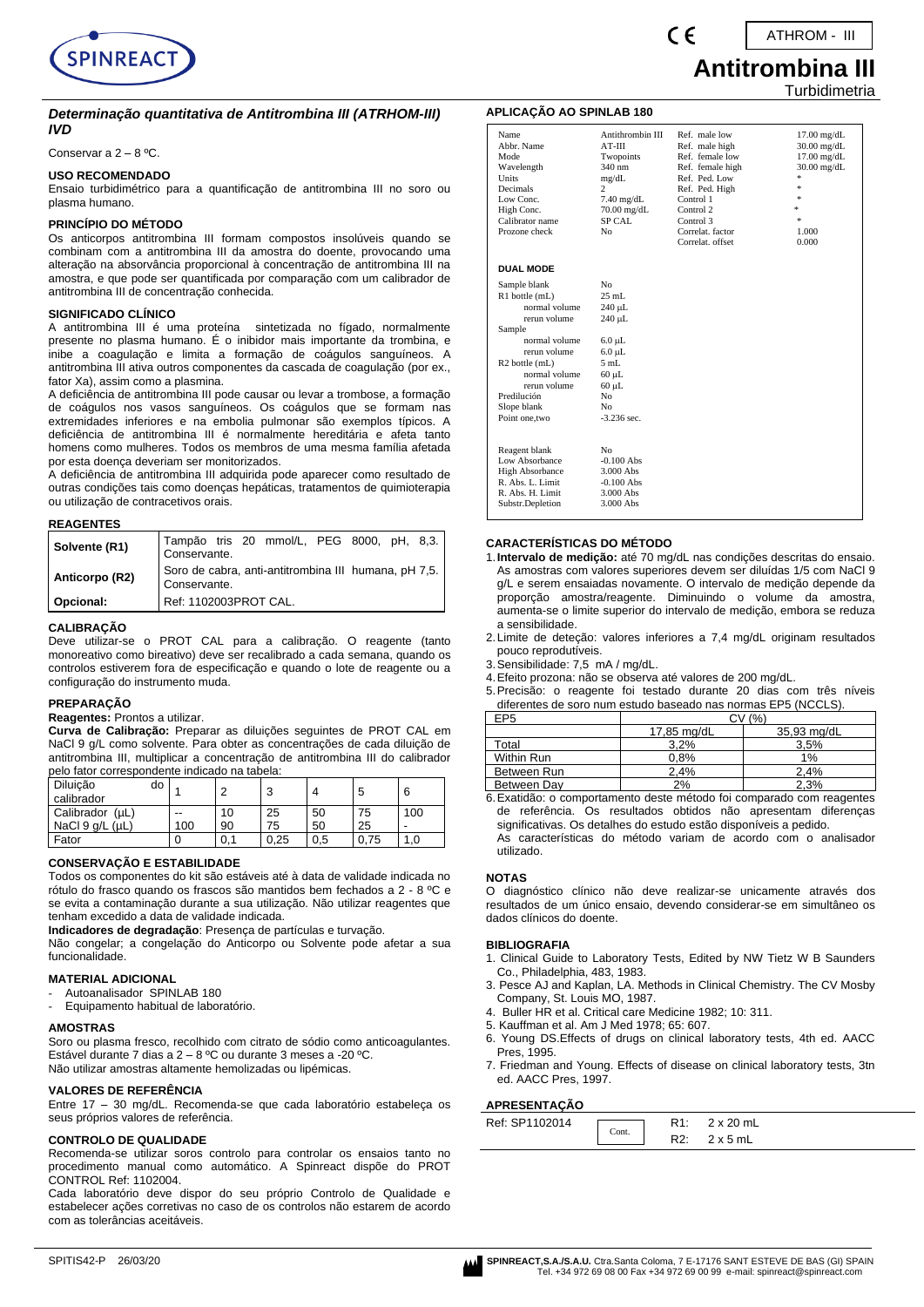SPINREACT

CE

ATHROM - III

# Antitrombina III

Turbidimetria

### *Determinação quantitativa de Antitrombina III (ATRHOM-III)*
### *IVD*

Conservar a 2 – 8 ºC.

**USO RECOMENDADO**

Ensaio turbidimétrico para a quantificação de antitrombina III no soro ou plasma humano.

**PRINCÍPIO DO MÉTODO**

Os anticorpos antitrombina III formam compostos insolúveis quando se combinam com a antitrombina III da amostra do doente, provocando uma alteração na absorvância proporcional à concentração de antitrombina III na amostra, e que pode ser quantificada por comparação com um calibrador de antitrombina III de concentração conhecida.

**SIGNIFICADO CLÍNICO**

A antitrombina III é uma proteína sintetizada no fígado, normalmente presente no plasma humano. É o inibidor mais importante da trombina, e inibe a coagulação e limita a formação de coágulos sanguíneos. A antitrombina III ativa outros componentes da cascada de coagulação (por ex., fator Xa), assim como a plasmina.

A deficiência de antitrombina III pode causar ou levar a trombose, a formação de coágulos nos vasos sanguíneos. Os coágulos que se formam nas extremidades inferiores e na embolia pulmonar são exemplos típicos. A deficiência de antitrombina III é normalmente hereditária e afeta tanto homens como mulheres. Todos os membros de uma mesma família afetada por esta doença deveriam ser monitorizados.

A deficiência de antitrombina III adquirida pode aparecer como resultado de outras condições tais como doenças hepáticas, tratamentos de quimioterapia ou utilização de contracetivos orais.

**REAGENTES**

| | |
|---|---|
| **Solvente (R1)** | Tampão tris 20 mmol/L, PEG 8000, pH, 8,3. Conservante. |
| **Anticorpo (R2)** | Soro de cabra, anti-antitrombina III humana, pH 7,5. Conservante. |
| **Opcional:** | Ref: 1102003PROT CAL. |

**CALIBRAÇÃO**

Deve utilizar-se o PROT CAL para a calibração. O reagente (tanto monoreativo como bireativo) deve ser recalibrado a cada semana, quando os controlos estiverem fora de especificação e quando o lote de reagente ou a configuração do instrumento muda.

**PREPARAÇÃO**

**Reagentes:** Prontos a utilizar.

**Curva de Calibração:** Preparar as diluições seguintes de PROT CAL em NaCl 9 g/L como solvente. Para obter as concentrações de cada diluição de antitrombina III, multiplicar a concentração de antitrombina III do calibrador pelo fator correspondente indicado na tabela:

| Diluição do calibrador | 1 | 2 | 3 | 4 | 5 | 6 |
|---|---|---|---|---|---|---|
| Calibrador (µL) | -- | 10 | 25 | 50 | 75 | 100 |
| NaCl 9 g/L (µL) | 100 | 90 | 75 | 50 | 25 | - |
| Fator | 0 | 0,1 | 0,25 | 0,5 | 0,75 | 1,0 |

**CONSERVAÇÃO E ESTABILIDADE**

Todos os componentes do kit são estáveis até à data de validade indicada no rótulo do frasco quando os frascos são mantidos bem fechados a 2 - 8 ºC e se evita a contaminação durante a sua utilização. Não utilizar reagentes que tenham excedido a data de validade indicada.

**Indicadores de degradação**: Presença de partículas e turvação.

Não congelar; a congelação do Anticorpo ou Solvente pode afetar a sua funcionalidade.

**MATERIAL ADICIONAL**

- Autoanalisador SPINLAB 180
- Equipamento habitual de laboratório.

**AMOSTRAS**

Soro ou plasma fresco, recolhido com citrato de sódio como anticoagulantes. Estável durante 7 dias a 2 – 8 ºC ou durante 3 meses a -20 ºC.
Não utilizar amostras altamente hemolizadas ou lipémicas.

**VALORES DE REFERÊNCIA**

Entre 17 – 30 mg/dL. Recomenda-se que cada laboratório estabeleça os seus próprios valores de referência.

**CONTROLO DE QUALIDADE**

Recomenda-se utilizar soros controlo para controlar os ensaios tanto no procedimento manual como automático. A Spinreact dispõe do PROT CONTROL Ref: 1102004.

Cada laboratório deve dispor do seu próprio Controlo de Qualidade e estabelecer ações corretivas no caso de os controlos não estarem de acordo com as tolerâncias aceitáveis.

**APLICAÇÃO AO SPINLAB 180**

| | | | |
|---|---|---|---|
| Name | Antithrombin III | Ref. male low | 17.00 mg/dL |
| Abbr. Name | AT-III | Ref. male high | 30.00 mg/dL |
| Mode | Twopoints | Ref. female low | 17.00 mg/dL |
| Wavelength | 340 nm | Ref. female high | 30.00 mg/dL |
| Units | mg/dL | Ref. Ped. Low | * |
| Decimals | 2 | Ref. Ped. High | * |
| Low Conc. | 7.40 mg/dL | Control 1 | * |
| High Conc. | 70.00 mg/dL | Control 2 | * |
| Calibrator name | SP CAL | Control 3 | * |
| Prozone check | No | Correlat. factor | 1.000 |
| | | Correlat. offset | 0.000 |

**DUAL MODE**

| | |
|---|---|
| Sample blank | No |
| R1 bottle (mL) | 25 mL |
| normal volume | 240 µL |
| rerun volume | 240 µL |
| Sample | |
| normal volume | 6.0 µL |
| rerun volume | 6.0 µL |
| R2 bottle (mL) | 5 mL |
| normal volume | 60 µL |
| rerun volume | 60 µL |
| Predilución | No |
| Slope blank | No |
| Point one,two | -3.236 sec. |
| | |
| Reagent blank | No |
| Low Absorbance | -0.100 Abs |
| High Absorbance | 3.000 Abs |
| R. Abs. L. Limit | -0.100 Abs |
| R. Abs. H. Limit | 3.000 Abs |
| Substr.Depletion | 3.000 Abs |

**CARACTERÍSTICAS DO MÉTODO**

1. **Intervalo de medição:** até 70 mg/dL nas condições descritas do ensaio. As amostras com valores superiores devem ser diluídas 1/5 com NaCl 9 g/L e serem ensaiadas novamente. O intervalo de medição depende da proporção amostra/reagente. Diminuindo o volume da amostra, aumenta-se o limite superior do intervalo de medição, embora se reduza a sensibilidade.
2. Limite de deteção: valores inferiores a 7,4 mg/dL originam resultados pouco reprodutíveis.
3. Sensibilidade: 7,5 mA / mg/dL.
4. Efeito prozona: não se observa até valores de 200 mg/dL.
5. Precisão: o reagente foi testado durante 20 dias com três níveis diferentes de soro num estudo baseado nas normas EP5 (NCCLS).

| EP5 | CV (%) | |
|---|---|---|
| | 17,85 mg/dL | 35,93 mg/dL |
| Total | 3,2% | 3,5% |
| Within Run | 0,8% | 1% |
| Between Run | 2,4% | 2,4% |
| Between Day | 2% | 2,3% |

6. Exatidão: o comportamento deste método foi comparado com reagentes de referência. Os resultados obtidos não apresentam diferenças significativas. Os detalhes do estudo estão disponíveis a pedido.

As características do método variam de acordo com o analisador utilizado.

**NOTAS**

O diagnóstico clínico não deve realizar-se unicamente através dos resultados de um único ensaio, devendo considerar-se em simultâneo os dados clínicos do doente.

**BIBLIOGRAFIA**

1. Clinical Guide to Laboratory Tests, Edited by NW Tietz W B Saunders Co., Philadelphia, 483, 1983.
3. Pesce AJ and Kaplan, LA. Methods in Clinical Chemistry. The CV Mosby Company, St. Louis MO, 1987.
4. Buller HR et al. Critical care Medicine 1982; 10: 311.
5. Kauffman et al. Am J Med 1978; 65: 607.
6. Young DS.Effects of drugs on clinical laboratory tests, 4th ed. AACC Pres, 1995.
7. Friedman and Young. Effects of disease on clinical laboratory tests, 3tn ed. AACC Pres, 1997.

**APRESENTAÇÃO**

| | | |
|---|---|---|
| Ref: SP1102014 | Cont. | R1: 2 x 20 mL |
| | | R2: 2 x 5 mL |

SPITIS42-P 26/03/20

**SPINREACT,S.A./S.A.U.** Ctra.Santa Coloma, 7 E-17176 SANT ESTEVE DE BAS (GI) SPAIN
Tel. +34 972 69 08 00 Fax +34 972 69 00 99 e-mail: spinreact@spinreact.com